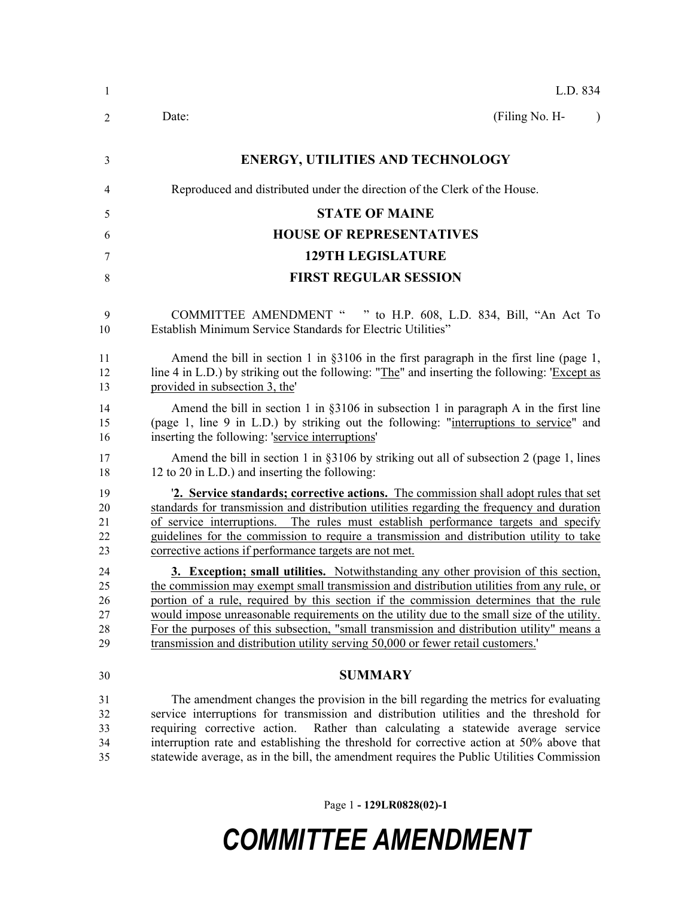L.D. 834

Date: (Filing No. H- )

# ENERGY, UTILITIES AND TECHNOLOGY

Reproduced and distributed under the direction of the Clerk of the House.

## STATE OF MAINE

## HOUSE OF REPRESENTATIVES

## 129TH LEGISLATURE

## FIRST REGULAR SESSION

COMMITTEE AMENDMENT " " to H.P. 608, L.D. 834, Bill, "An Act To Establish Minimum Service Standards for Electric Utilities"

Amend the bill in section 1 in §3106 in the first paragraph in the first line (page 1, line 4 in L.D.) by striking out the following: "The" and inserting the following: 'Except as provided in subsection 3, the'

Amend the bill in section 1 in §3106 in subsection 1 in paragraph A in the first line (page 1, line 9 in L.D.) by striking out the following: "interruptions to service" and inserting the following: 'service interruptions'

Amend the bill in section 1 in §3106 by striking out all of subsection 2 (page 1, lines 12 to 20 in L.D.) and inserting the following:

'**2. Service standards; corrective actions.** The commission shall adopt rules that set standards for transmission and distribution utilities regarding the frequency and duration of service interruptions. The rules must establish performance targets and specify guidelines for the commission to require a transmission and distribution utility to take corrective actions if performance targets are not met.

**3. Exception; small utilities.** Notwithstanding any other provision of this section, the commission may exempt small transmission and distribution utilities from any rule, or portion of a rule, required by this section if the commission determines that the rule would impose unreasonable requirements on the utility due to the small size of the utility. For the purposes of this subsection, "small transmission and distribution utility" means a transmission and distribution utility serving 50,000 or fewer retail customers.'

## SUMMARY

The amendment changes the provision in the bill regarding the metrics for evaluating service interruptions for transmission and distribution utilities and the threshold for requiring corrective action. Rather than calculating a statewide average service interruption rate and establishing the threshold for corrective action at 50% above that statewide average, as in the bill, the amendment requires the Public Utilities Commission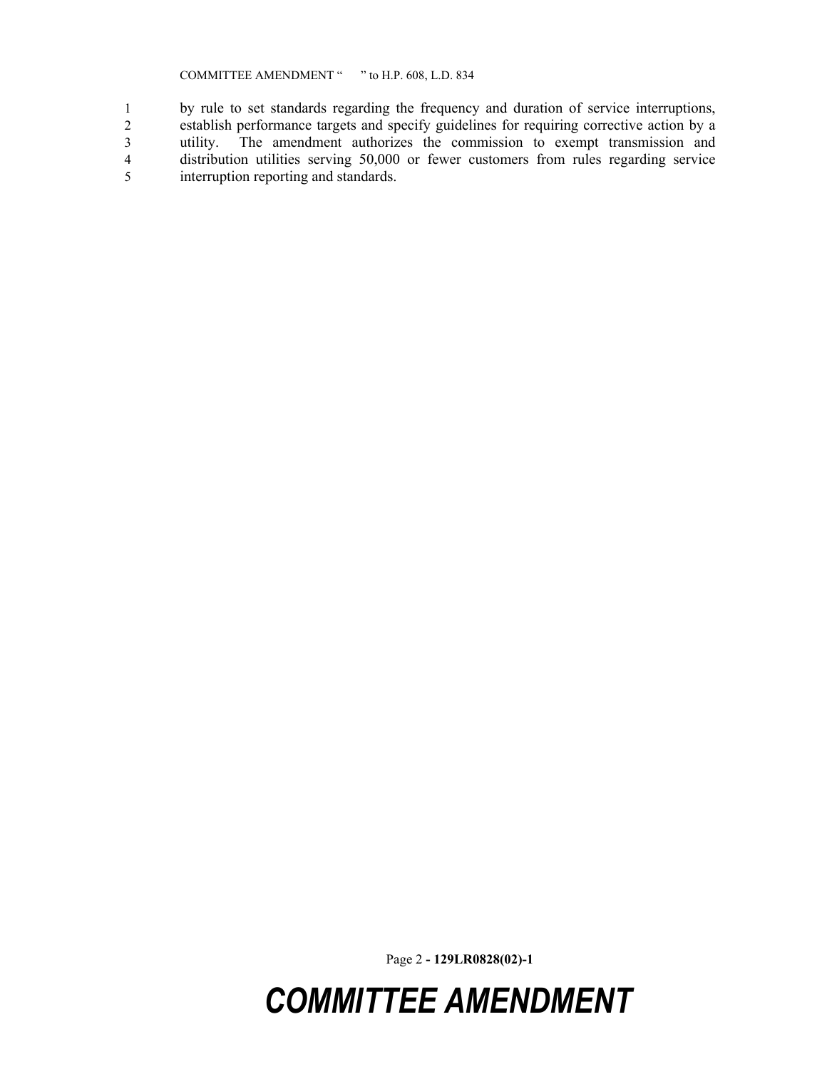by rule to set standards regarding the frequency and duration of service interruptions, establish performance targets and specify guidelines for requiring corrective action by a utility. The amendment authorizes the commission to exempt transmission and distribution utilities serving 50,000 or fewer customers from rules regarding service interruption reporting and standards.